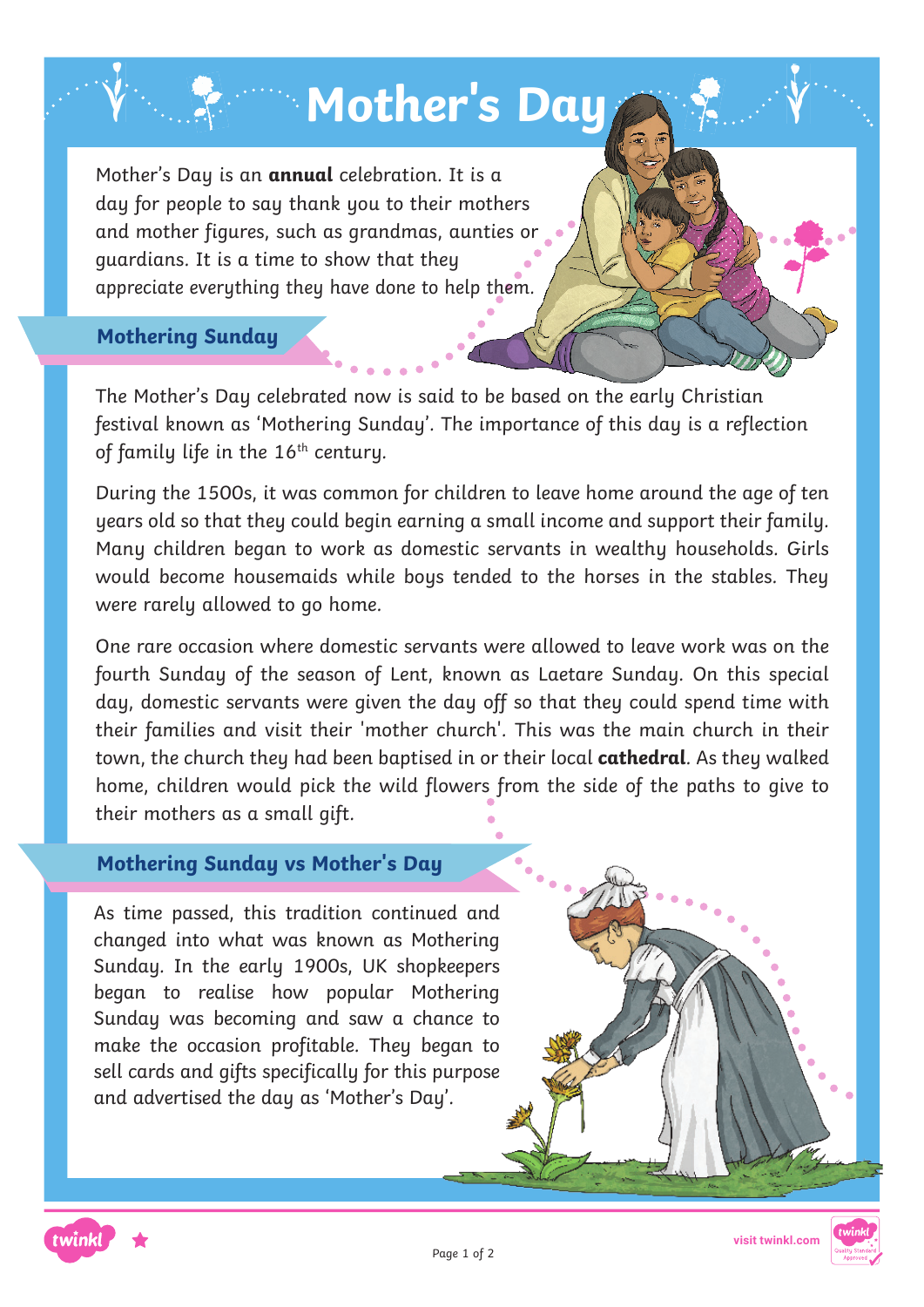# Mother's Day

Mother's Day is an **annual** celebration. It is a day for people to say thank you to their mothers and mother figures, such as grandmas, aunties or guardians. It is a time to show that they appreciate everything they have done to help them.

## Mothering Sunday

The Mother's Day celebrated now is said to be based on the early Christian festival known as 'Mothering Sunday'. The importance of this day is a reflection of family life in the 16th century.

During the 1500s, it was common for children to leave home around the age of ten years old so that they could begin earning a small income and support their family. Many children began to work as domestic servants in wealthy households. Girls would become housemaids while boys tended to the horses in the stables. They were rarely allowed to go home.

One rare occasion where domestic servants were allowed to leave work was on the fourth Sunday of the season of Lent, known as Laetare Sunday. On this special day, domestic servants were given the day off so that they could spend time with their families and visit their 'mother church'. This was the main church in their town, the church they had been baptised in or their local **cathedral**. As they walked home, children would pick the wild flowers from the side of the paths to give to their mothers as a small gift.

## Mothering Sunday vs Mother's Day

As time passed, this tradition continued and changed into what was known as Mothering Sunday. In the early 1900s, UK shopkeepers began to realise how popular Mothering Sunday was becoming and saw a chance to make the occasion profitable. They began to sell cards and gifts specifically for this purpose and advertised the day as 'Mother's Day'.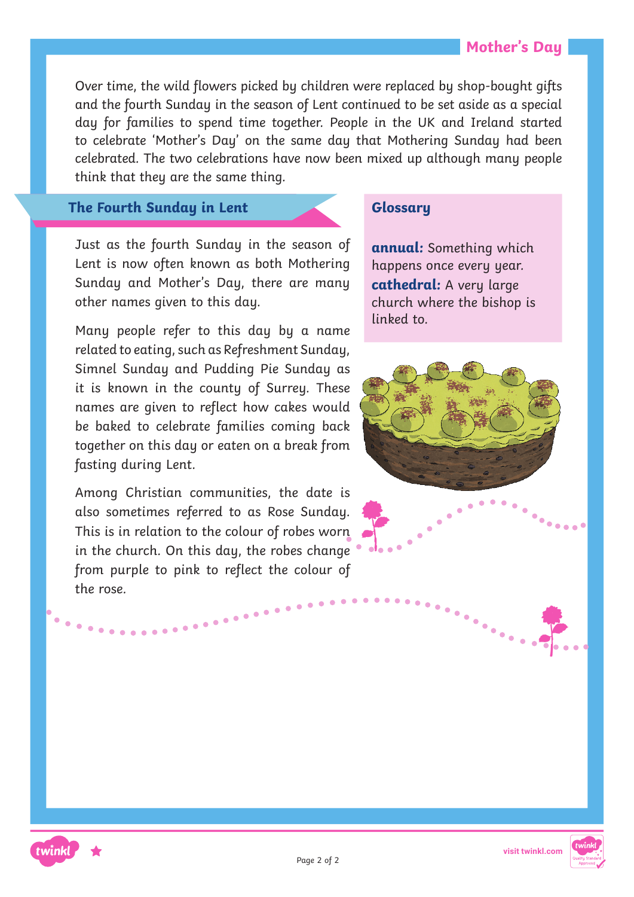Over time, the wild flowers picked by children were replaced by shop-bought gifts and the fourth Sunday in the season of Lent continued to be set aside as a special day for families to spend time together. People in the UK and Ireland started to celebrate 'Mother's Day' on the same day that Mothering Sunday had been celebrated. The two celebrations have now been mixed up although many people think that they are the same thing.

## The Fourth Sunday in Lent

Just as the fourth Sunday in the season of Lent is now often known as both Mothering Sunday and Mother's Day, there are many other names given to this day.

Many people refer to this day by a name related to eating, such as Refreshment Sunday, Simnel Sunday and Pudding Pie Sunday as it is known in the county of Surrey. These names are given to reflect how cakes would be baked to celebrate families coming back together on this day or eaten on a break from fasting during Lent.

Among Christian communities, the date is also sometimes referred to as Rose Sunday. This is in relation to the colour of robes worn in the church. On this day, the robes change from purple to pink to reflect the colour of the rose.

## Glossary

**annual:** Something which happens once every year.

**cathedral:** A very large church where the bishop is linked to.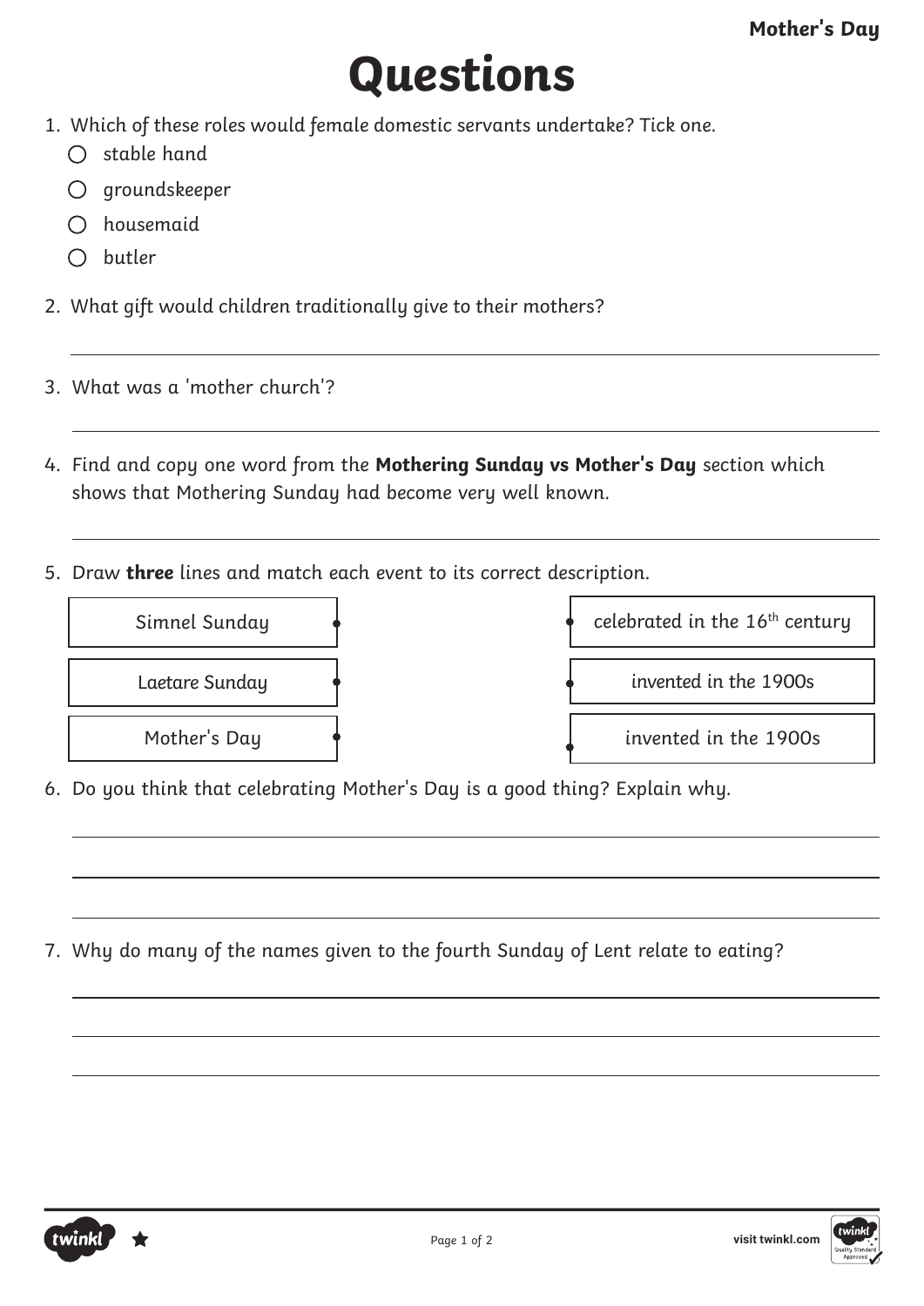# Questions

1. Which of these roles would female domestic servants undertake? Tick one.
   - ○ stable hand
   - ○ groundskeeper
   - ○ housemaid
   - ○ butler

2. What gift would children traditionally give to their mothers?

   ______________________________

3. What was a 'mother church'?

   ______________________________

4. Find and copy one word from the **Mothering Sunday vs Mother's Day** section which shows that Mothering Sunday had become very well known.

   ______________________________

5. Draw **three** lines and match each event to its correct description.

| | |
|---|---|
| Simnel Sunday | celebrated in the 16th century |
| Laetare Sunday | invented in the 1900s |
| Mother's Day | invented in the 1900s |

6. Do you think that celebrating Mother's Day is a good thing? Explain why.

   ______________________________

   ______________________________

   ______________________________

7. Why do many of the names given to the fourth Sunday of Lent relate to eating?

   ______________________________

   ______________________________

   ______________________________